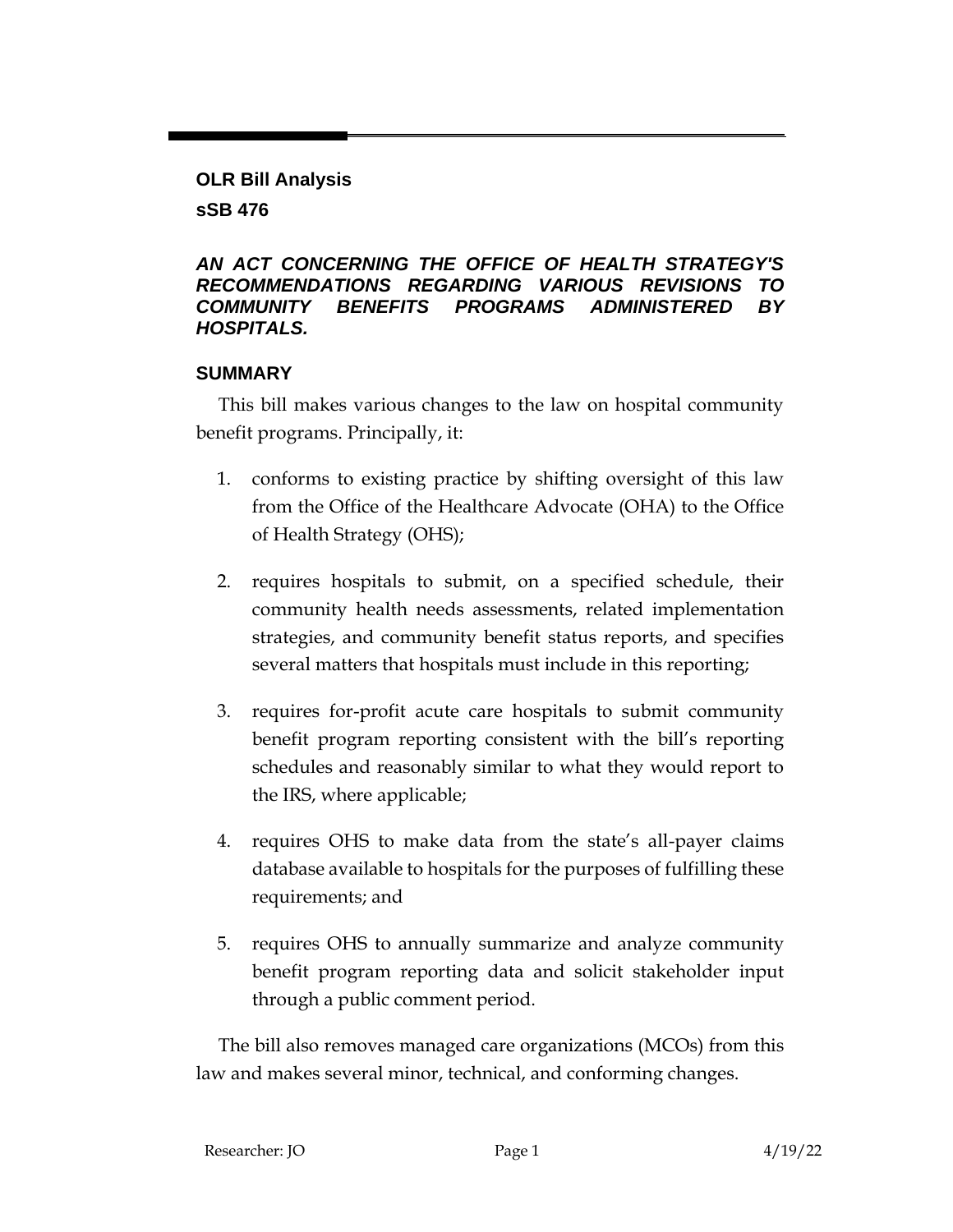## OLR Bill Analysis

## sSB 476

### *AN ACT CONCERNING THE OFFICE OF HEALTH STRATEGY'S RECOMMENDATIONS REGARDING VARIOUS REVISIONS TO COMMUNITY BENEFITS PROGRAMS ADMINISTERED BY HOSPITALS.*

### SUMMARY

This bill makes various changes to the law on hospital community benefit programs. Principally, it:

1. conforms to existing practice by shifting oversight of this law from the Office of the Healthcare Advocate (OHA) to the Office of Health Strategy (OHS);
2. requires hospitals to submit, on a specified schedule, their community health needs assessments, related implementation strategies, and community benefit status reports, and specifies several matters that hospitals must include in this reporting;
3. requires for-profit acute care hospitals to submit community benefit program reporting consistent with the bill's reporting schedules and reasonably similar to what they would report to the IRS, where applicable;
4. requires OHS to make data from the state's all-payer claims database available to hospitals for the purposes of fulfilling these requirements; and
5. requires OHS to annually summarize and analyze community benefit program reporting data and solicit stakeholder input through a public comment period.

The bill also removes managed care organizations (MCOs) from this law and makes several minor, technical, and conforming changes.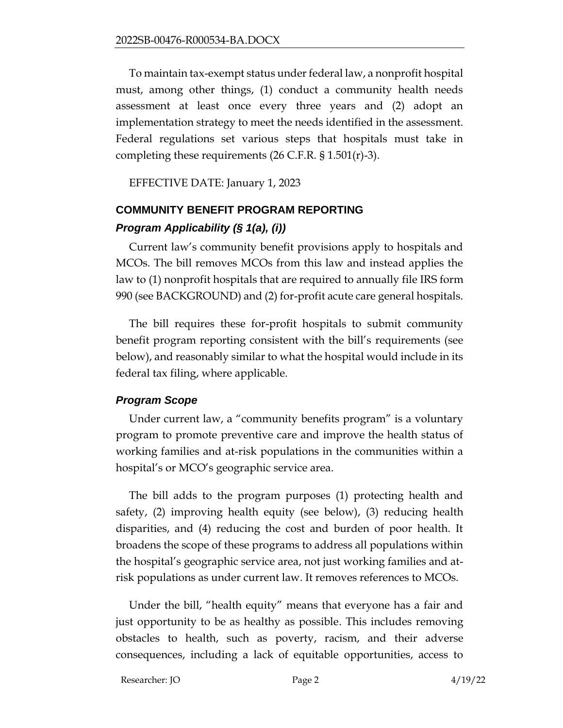To maintain tax-exempt status under federal law, a nonprofit hospital must, among other things, (1) conduct a community health needs assessment at least once every three years and (2) adopt an implementation strategy to meet the needs identified in the assessment. Federal regulations set various steps that hospitals must take in completing these requirements (26 C.F.R. § 1.501(r)-3).

EFFECTIVE DATE: January 1, 2023

## COMMUNITY BENEFIT PROGRAM REPORTING

### *Program Applicability (§ 1(a), (i))*

Current law's community benefit provisions apply to hospitals and MCOs. The bill removes MCOs from this law and instead applies the law to (1) nonprofit hospitals that are required to annually file IRS form 990 (see BACKGROUND) and (2) for-profit acute care general hospitals.

The bill requires these for-profit hospitals to submit community benefit program reporting consistent with the bill's requirements (see below), and reasonably similar to what the hospital would include in its federal tax filing, where applicable.

### *Program Scope*

Under current law, a "community benefits program" is a voluntary program to promote preventive care and improve the health status of working families and at-risk populations in the communities within a hospital's or MCO's geographic service area.

The bill adds to the program purposes (1) protecting health and safety, (2) improving health equity (see below), (3) reducing health disparities, and (4) reducing the cost and burden of poor health. It broadens the scope of these programs to address all populations within the hospital's geographic service area, not just working families and at-risk populations as under current law. It removes references to MCOs.

Under the bill, "health equity" means that everyone has a fair and just opportunity to be as healthy as possible. This includes removing obstacles to health, such as poverty, racism, and their adverse consequences, including a lack of equitable opportunities, access to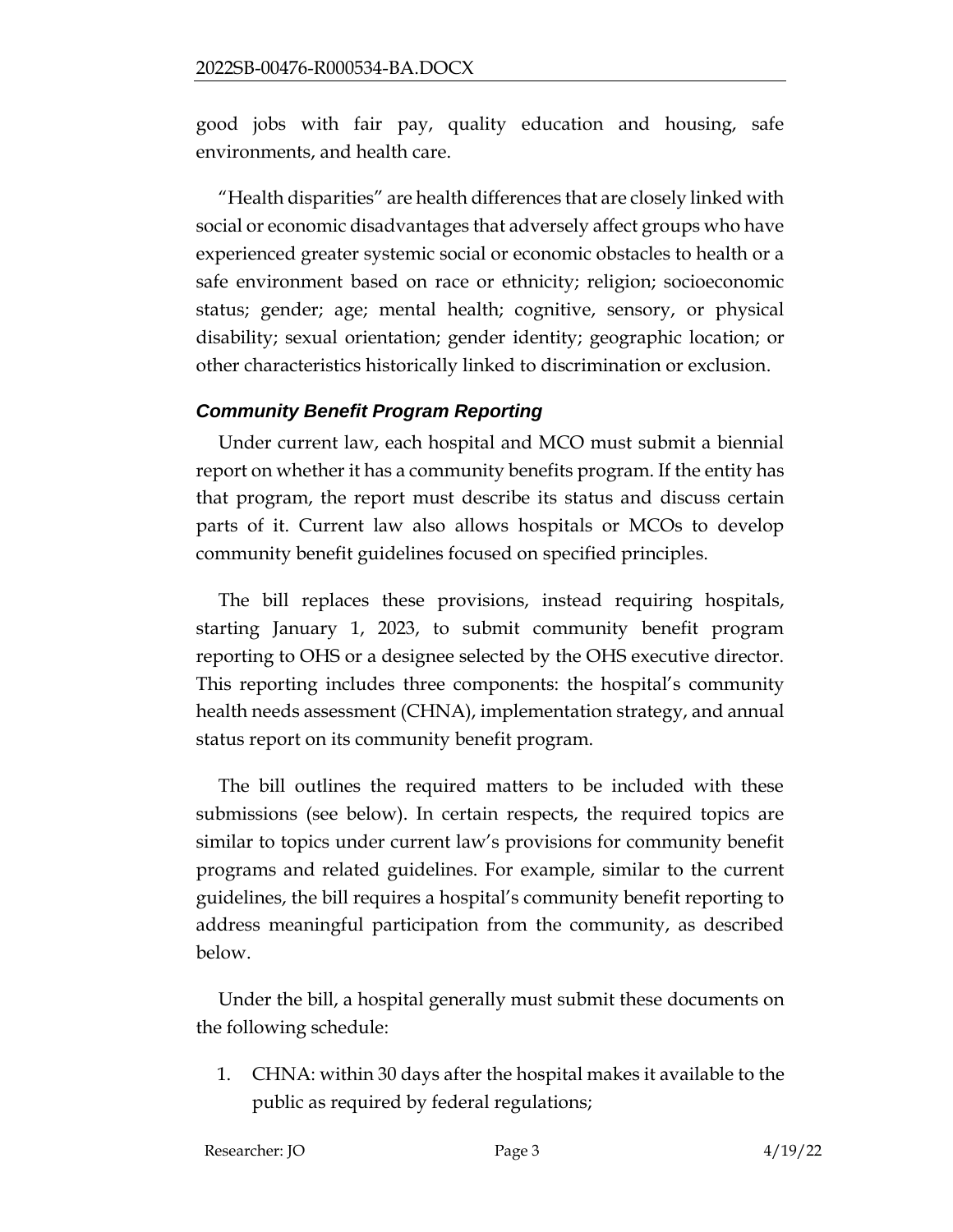good jobs with fair pay, quality education and housing, safe environments, and health care.

"Health disparities" are health differences that are closely linked with social or economic disadvantages that adversely affect groups who have experienced greater systemic social or economic obstacles to health or a safe environment based on race or ethnicity; religion; socioeconomic status; gender; age; mental health; cognitive, sensory, or physical disability; sexual orientation; gender identity; geographic location; or other characteristics historically linked to discrimination or exclusion.

### *Community Benefit Program Reporting*

Under current law, each hospital and MCO must submit a biennial report on whether it has a community benefits program. If the entity has that program, the report must describe its status and discuss certain parts of it. Current law also allows hospitals or MCOs to develop community benefit guidelines focused on specified principles.

The bill replaces these provisions, instead requiring hospitals, starting January 1, 2023, to submit community benefit program reporting to OHS or a designee selected by the OHS executive director. This reporting includes three components: the hospital's community health needs assessment (CHNA), implementation strategy, and annual status report on its community benefit program.

The bill outlines the required matters to be included with these submissions (see below). In certain respects, the required topics are similar to topics under current law's provisions for community benefit programs and related guidelines. For example, similar to the current guidelines, the bill requires a hospital's community benefit reporting to address meaningful participation from the community, as described below.

Under the bill, a hospital generally must submit these documents on the following schedule:

1. CHNA: within 30 days after the hospital makes it available to the public as required by federal regulations;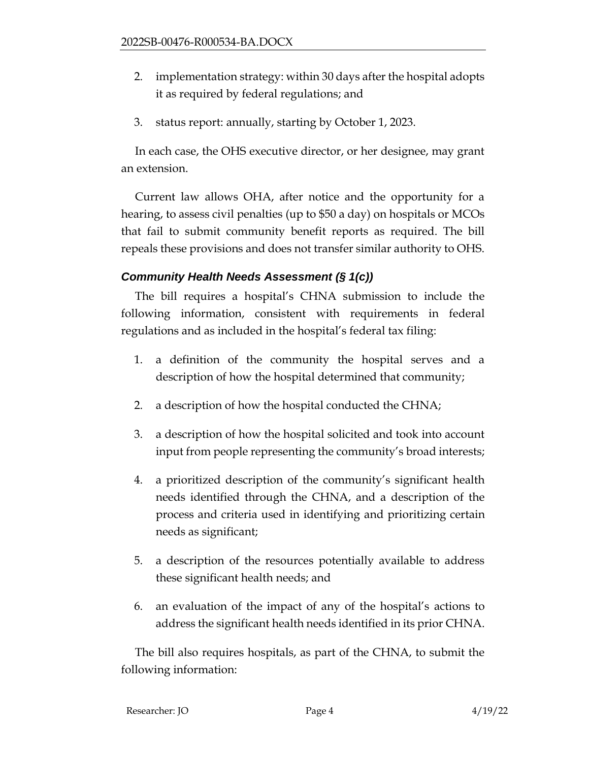2. implementation strategy: within 30 days after the hospital adopts it as required by federal regulations; and

3. status report: annually, starting by October 1, 2023.

In each case, the OHS executive director, or her designee, may grant an extension.

Current law allows OHA, after notice and the opportunity for a hearing, to assess civil penalties (up to $50 a day) on hospitals or MCOs that fail to submit community benefit reports as required. The bill repeals these provisions and does not transfer similar authority to OHS.

### *Community Health Needs Assessment (§ 1(c))*

The bill requires a hospital's CHNA submission to include the following information, consistent with requirements in federal regulations and as included in the hospital's federal tax filing:

1. a definition of the community the hospital serves and a description of how the hospital determined that community;

2. a description of how the hospital conducted the CHNA;

3. a description of how the hospital solicited and took into account input from people representing the community's broad interests;

4. a prioritized description of the community's significant health needs identified through the CHNA, and a description of the process and criteria used in identifying and prioritizing certain needs as significant;

5. a description of the resources potentially available to address these significant health needs; and

6. an evaluation of the impact of any of the hospital's actions to address the significant health needs identified in its prior CHNA.

The bill also requires hospitals, as part of the CHNA, to submit the following information: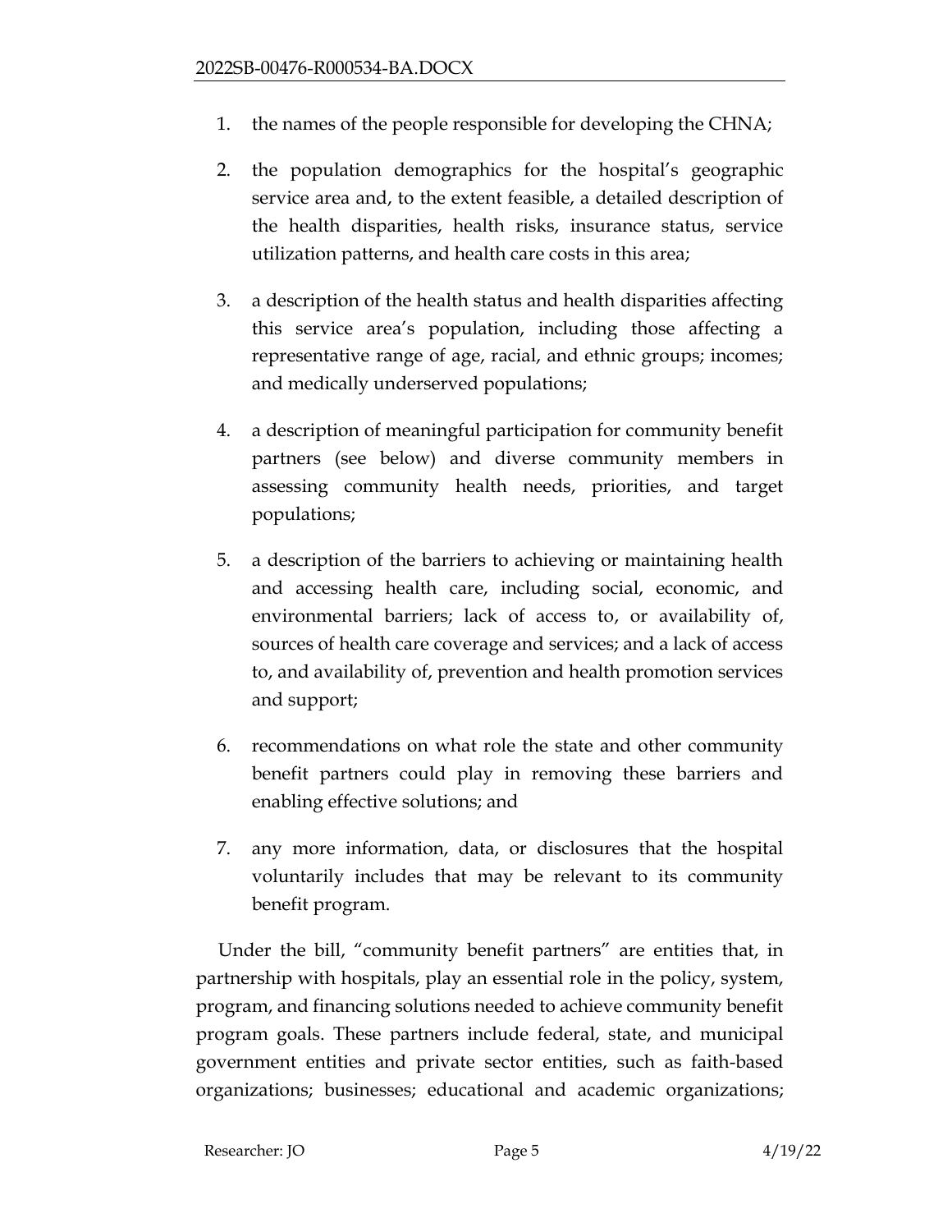1. the names of the people responsible for developing the CHNA;

2. the population demographics for the hospital's geographic service area and, to the extent feasible, a detailed description of the health disparities, health risks, insurance status, service utilization patterns, and health care costs in this area;

3. a description of the health status and health disparities affecting this service area's population, including those affecting a representative range of age, racial, and ethnic groups; incomes; and medically underserved populations;

4. a description of meaningful participation for community benefit partners (see below) and diverse community members in assessing community health needs, priorities, and target populations;

5. a description of the barriers to achieving or maintaining health and accessing health care, including social, economic, and environmental barriers; lack of access to, or availability of, sources of health care coverage and services; and a lack of access to, and availability of, prevention and health promotion services and support;

6. recommendations on what role the state and other community benefit partners could play in removing these barriers and enabling effective solutions; and

7. any more information, data, or disclosures that the hospital voluntarily includes that may be relevant to its community benefit program.

Under the bill, "community benefit partners" are entities that, in partnership with hospitals, play an essential role in the policy, system, program, and financing solutions needed to achieve community benefit program goals. These partners include federal, state, and municipal government entities and private sector entities, such as faith-based organizations; businesses; educational and academic organizations;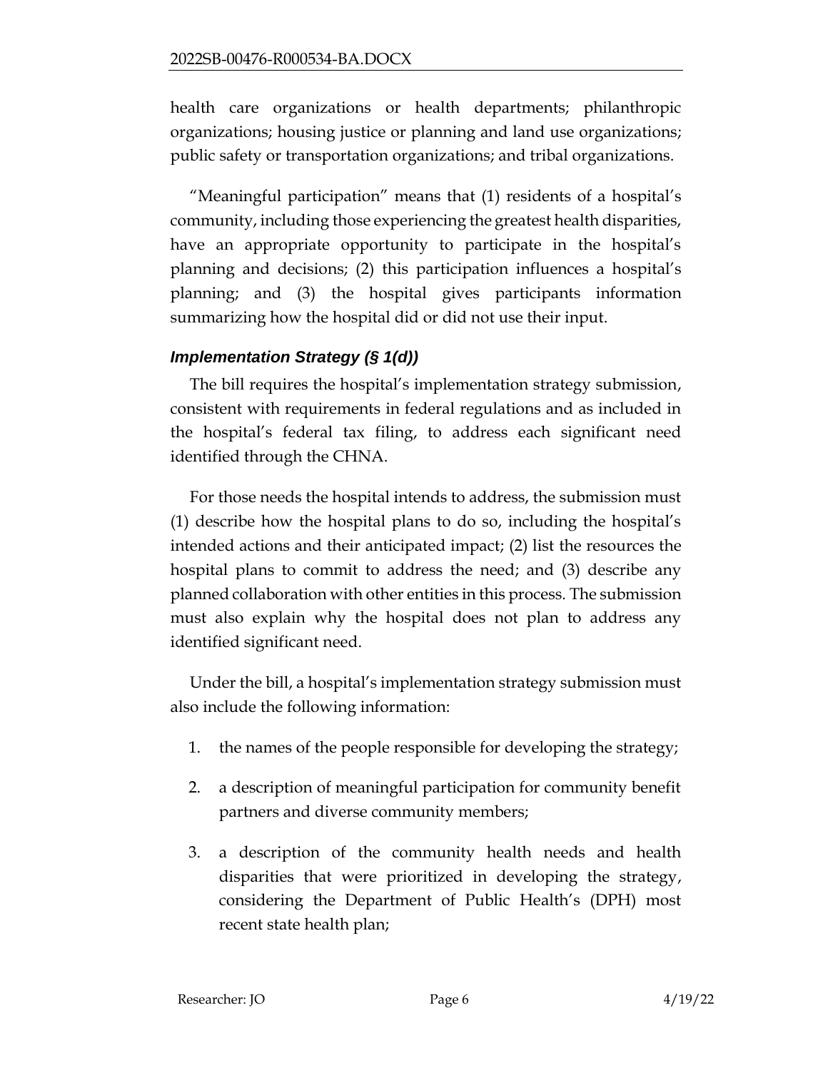health care organizations or health departments; philanthropic organizations; housing justice or planning and land use organizations; public safety or transportation organizations; and tribal organizations.

"Meaningful participation" means that (1) residents of a hospital's community, including those experiencing the greatest health disparities, have an appropriate opportunity to participate in the hospital's planning and decisions; (2) this participation influences a hospital's planning; and (3) the hospital gives participants information summarizing how the hospital did or did not use their input.

### *Implementation Strategy (§ 1(d))*

The bill requires the hospital's implementation strategy submission, consistent with requirements in federal regulations and as included in the hospital's federal tax filing, to address each significant need identified through the CHNA.

For those needs the hospital intends to address, the submission must (1) describe how the hospital plans to do so, including the hospital's intended actions and their anticipated impact; (2) list the resources the hospital plans to commit to address the need; and (3) describe any planned collaboration with other entities in this process. The submission must also explain why the hospital does not plan to address any identified significant need.

Under the bill, a hospital's implementation strategy submission must also include the following information:

1. the names of the people responsible for developing the strategy;
2. a description of meaningful participation for community benefit partners and diverse community members;
3. a description of the community health needs and health disparities that were prioritized in developing the strategy, considering the Department of Public Health's (DPH) most recent state health plan;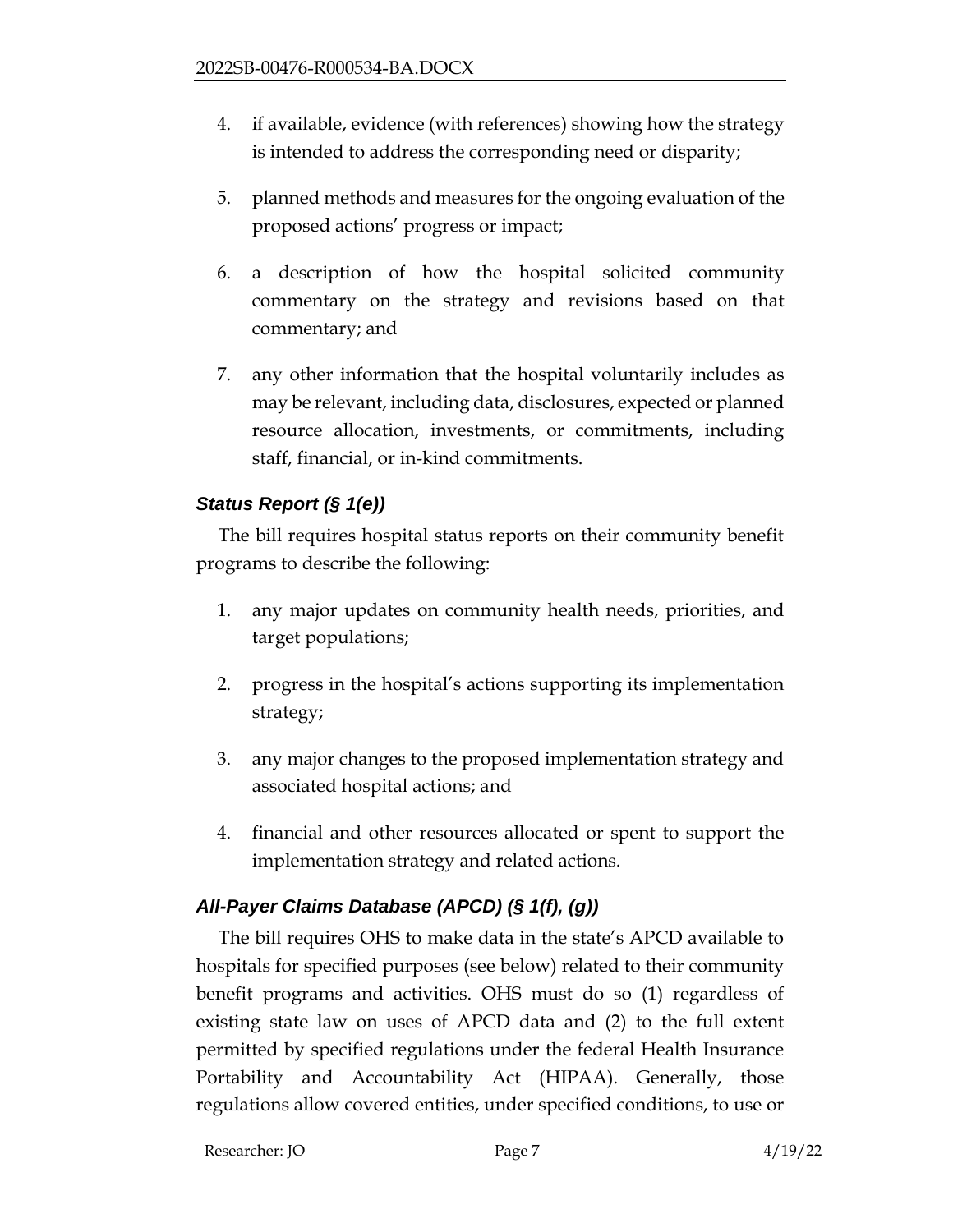4. if available, evidence (with references) showing how the strategy is intended to address the corresponding need or disparity;
5. planned methods and measures for the ongoing evaluation of the proposed actions' progress or impact;
6. a description of how the hospital solicited community commentary on the strategy and revisions based on that commentary; and
7. any other information that the hospital voluntarily includes as may be relevant, including data, disclosures, expected or planned resource allocation, investments, or commitments, including staff, financial, or in-kind commitments.

### *Status Report (§ 1(e))*

The bill requires hospital status reports on their community benefit programs to describe the following:

1. any major updates on community health needs, priorities, and target populations;
2. progress in the hospital's actions supporting its implementation strategy;
3. any major changes to the proposed implementation strategy and associated hospital actions; and
4. financial and other resources allocated or spent to support the implementation strategy and related actions.

### *All-Payer Claims Database (APCD) (§ 1(f), (g))*

The bill requires OHS to make data in the state's APCD available to hospitals for specified purposes (see below) related to their community benefit programs and activities. OHS must do so (1) regardless of existing state law on uses of APCD data and (2) to the full extent permitted by specified regulations under the federal Health Insurance Portability and Accountability Act (HIPAA). Generally, those regulations allow covered entities, under specified conditions, to use or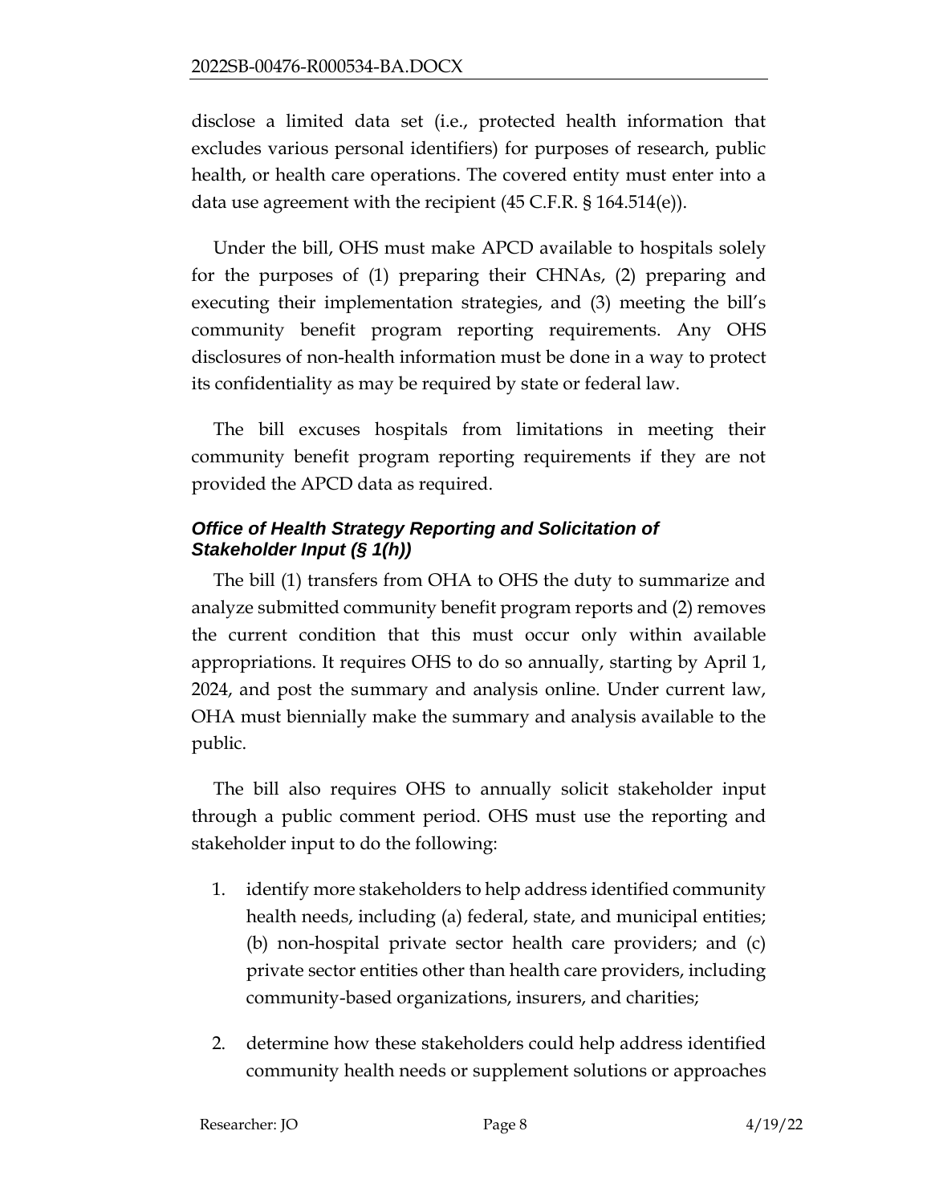disclose a limited data set (i.e., protected health information that excludes various personal identifiers) for purposes of research, public health, or health care operations. The covered entity must enter into a data use agreement with the recipient (45 C.F.R. § 164.514(e)).

Under the bill, OHS must make APCD available to hospitals solely for the purposes of (1) preparing their CHNAs, (2) preparing and executing their implementation strategies, and (3) meeting the bill's community benefit program reporting requirements. Any OHS disclosures of non-health information must be done in a way to protect its confidentiality as may be required by state or federal law.

The bill excuses hospitals from limitations in meeting their community benefit program reporting requirements if they are not provided the APCD data as required.

### *Office of Health Strategy Reporting and Solicitation of Stakeholder Input (§ 1(h))*

The bill (1) transfers from OHA to OHS the duty to summarize and analyze submitted community benefit program reports and (2) removes the current condition that this must occur only within available appropriations. It requires OHS to do so annually, starting by April 1, 2024, and post the summary and analysis online. Under current law, OHA must biennially make the summary and analysis available to the public.

The bill also requires OHS to annually solicit stakeholder input through a public comment period. OHS must use the reporting and stakeholder input to do the following:

1. identify more stakeholders to help address identified community health needs, including (a) federal, state, and municipal entities; (b) non-hospital private sector health care providers; and (c) private sector entities other than health care providers, including community-based organizations, insurers, and charities;
2. determine how these stakeholders could help address identified community health needs or supplement solutions or approaches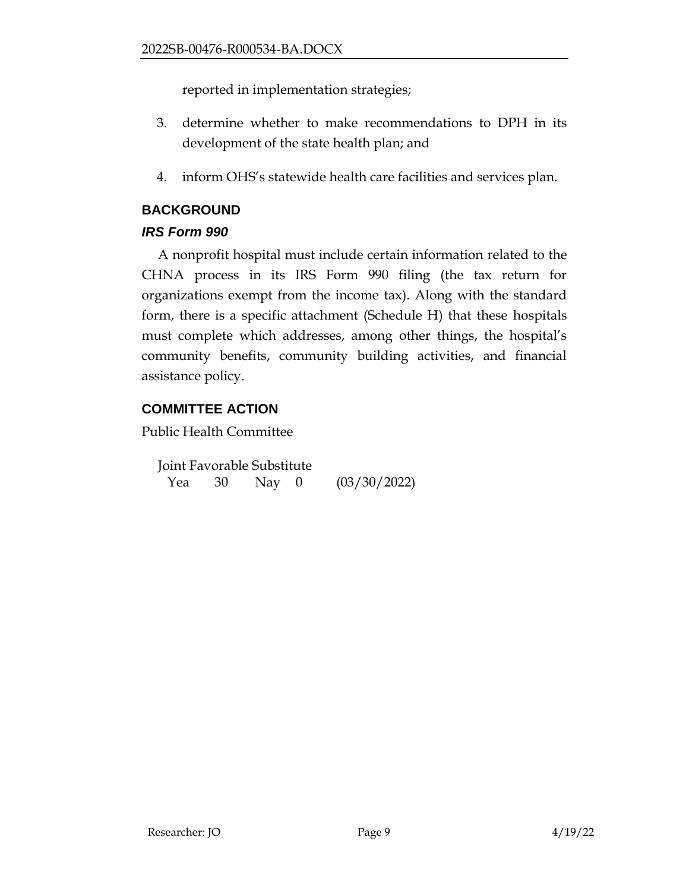reported in implementation strategies;

3. determine whether to make recommendations to DPH in its development of the state health plan; and

4. inform OHS's statewide health care facilities and services plan.

## BACKGROUND

### *IRS Form 990*

A nonprofit hospital must include certain information related to the CHNA process in its IRS Form 990 filing (the tax return for organizations exempt from the income tax). Along with the standard form, there is a specific attachment (Schedule H) that these hospitals must complete which addresses, among other things, the hospital's community benefits, community building activities, and financial assistance policy.

## COMMITTEE ACTION

Public Health Committee

Joint Favorable Substitute
Yea 30 Nay 0 (03/30/2022)